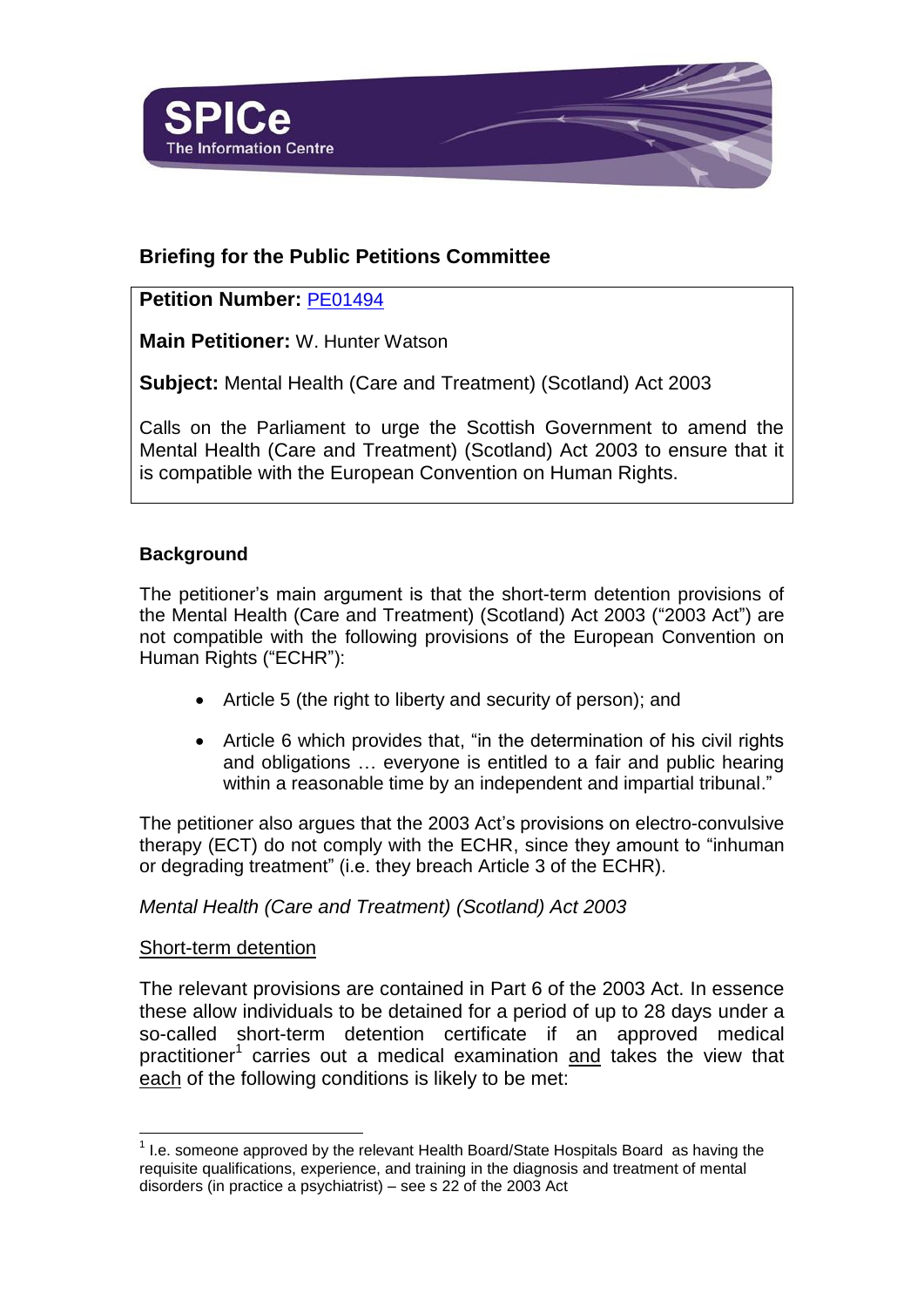SPICe
The Information Centre

## Briefing for the Public Petitions Committee

**Petition Number:** PE01494

**Main Petitioner:** W. Hunter Watson

**Subject:** Mental Health (Care and Treatment) (Scotland) Act 2003

Calls on the Parliament to urge the Scottish Government to amend the Mental Health (Care and Treatment) (Scotland) Act 2003 to ensure that it is compatible with the European Convention on Human Rights.

### Background

The petitioner's main argument is that the short-term detention provisions of the Mental Health (Care and Treatment) (Scotland) Act 2003 ("2003 Act") are not compatible with the following provisions of the European Convention on Human Rights ("ECHR"):

- Article 5 (the right to liberty and security of person); and
- Article 6 which provides that, "in the determination of his civil rights and obligations … everyone is entitled to a fair and public hearing within a reasonable time by an independent and impartial tribunal."

The petitioner also argues that the 2003 Act's provisions on electro-convulsive therapy (ECT) do not comply with the ECHR, since they amount to "inhuman or degrading treatment" (i.e. they breach Article 3 of the ECHR).

*Mental Health (Care and Treatment) (Scotland) Act 2003*

<u>Short-term detention</u>

The relevant provisions are contained in Part 6 of the 2003 Act. In essence these allow individuals to be detained for a period of up to 28 days under a so-called short-term detention certificate if an approved medical practitioner[1] carries out a medical examination <u>and</u> takes the view that <u>each</u> of the following conditions is likely to be met:

[1] I.e. someone approved by the relevant Health Board/State Hospitals Board as having the requisite qualifications, experience, and training in the diagnosis and treatment of mental disorders (in practice a psychiatrist) – see s 22 of the 2003 Act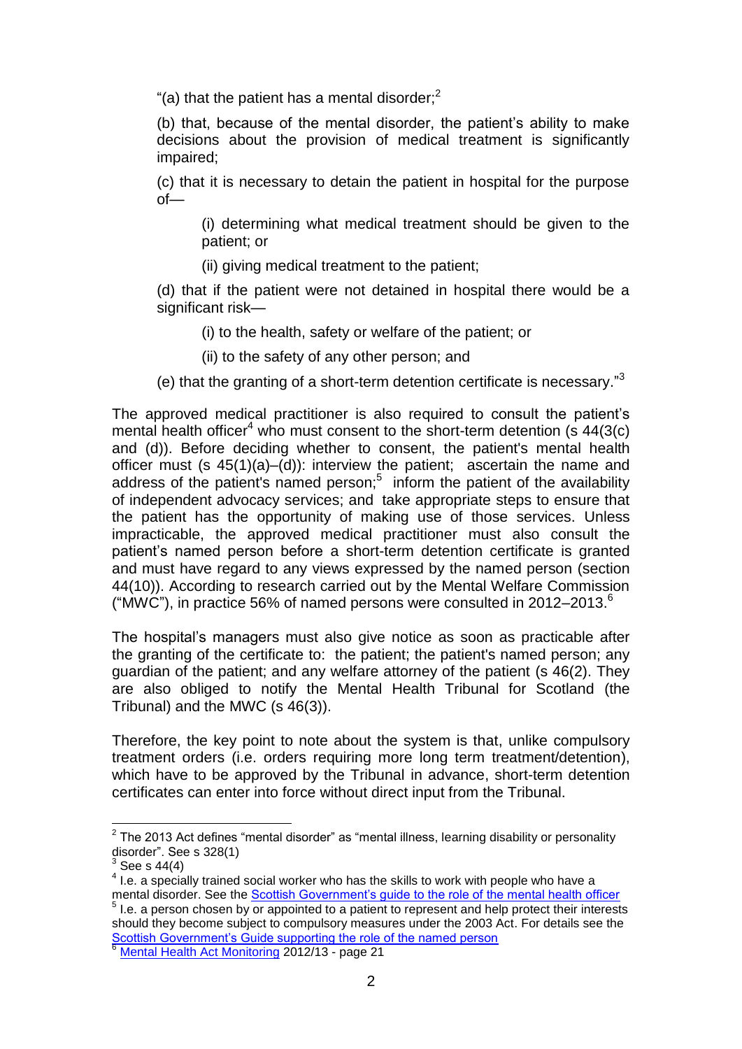"(a) that the patient has a mental disorder;[2]

(b) that, because of the mental disorder, the patient's ability to make decisions about the provision of medical treatment is significantly impaired;

(c) that it is necessary to detain the patient in hospital for the purpose of—

> (i) determining what medical treatment should be given to the patient; or
>
> (ii) giving medical treatment to the patient;

(d) that if the patient were not detained in hospital there would be a significant risk—

> (i) to the health, safety or welfare of the patient; or
>
> (ii) to the safety of any other person; and

(e) that the granting of a short-term detention certificate is necessary."[3]

The approved medical practitioner is also required to consult the patient's mental health officer[4] who must consent to the short-term detention (s 44(3(c) and (d)). Before deciding whether to consent, the patient's mental health officer must (s 45(1)(a)–(d)): interview the patient; ascertain the name and address of the patient's named person;[5] inform the patient of the availability of independent advocacy services; and take appropriate steps to ensure that the patient has the opportunity of making use of those services. Unless impracticable, the approved medical practitioner must also consult the patient's named person before a short-term detention certificate is granted and must have regard to any views expressed by the named person (section 44(10)). According to research carried out by the Mental Welfare Commission ("MWC"), in practice 56% of named persons were consulted in 2012–2013.[6]

The hospital's managers must also give notice as soon as practicable after the granting of the certificate to: the patient; the patient's named person; any guardian of the patient; and any welfare attorney of the patient (s 46(2). They are also obliged to notify the Mental Health Tribunal for Scotland (the Tribunal) and the MWC (s 46(3)).

Therefore, the key point to note about the system is that, unlike compulsory treatment orders (i.e. orders requiring more long term treatment/detention), which have to be approved by the Tribunal in advance, short-term detention certificates can enter into force without direct input from the Tribunal.

---

[2] The 2013 Act defines "mental disorder" as "mental illness, learning disability or personality disorder". See s 328(1)

[3] See s 44(4)

[4] I.e. a specially trained social worker who has the skills to work with people who have a mental disorder. See the Scottish Government's guide to the role of the mental health officer

[5] I.e. a person chosen by or appointed to a patient to represent and help protect their interests should they become subject to compulsory measures under the 2003 Act. For details see the Scottish Government's Guide supporting the role of the named person

[6] Mental Health Act Monitoring 2012/13 - page 21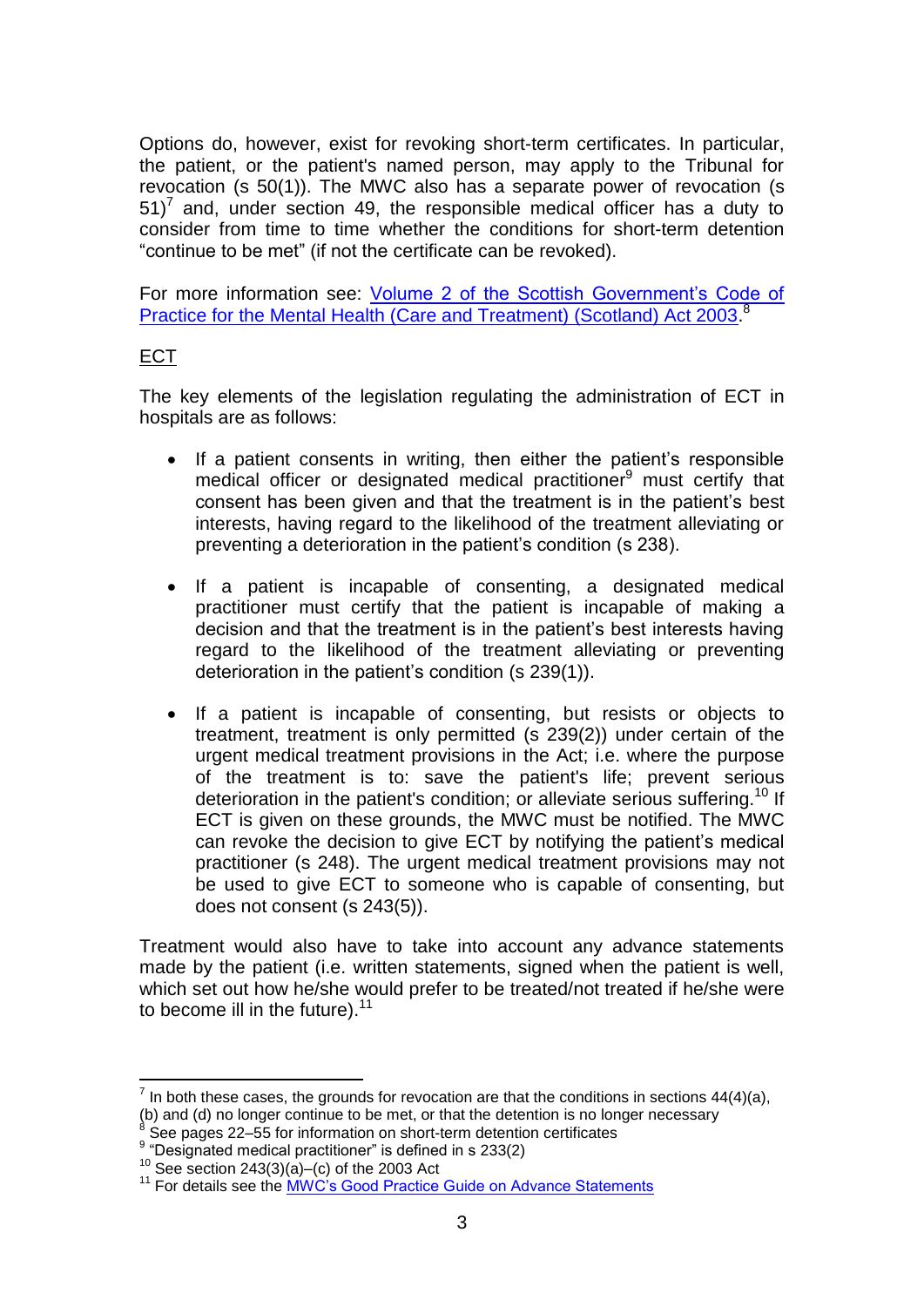Options do, however, exist for revoking short-term certificates. In particular, the patient, or the patient's named person, may apply to the Tribunal for revocation (s 50(1)). The MWC also has a separate power of revocation (s 51)[7] and, under section 49, the responsible medical officer has a duty to consider from time to time whether the conditions for short-term detention "continue to be met" (if not the certificate can be revoked).

For more information see: [Volume 2 of the Scottish Government's Code of Practice for the Mental Health (Care and Treatment) (Scotland) Act 2003](#).[8]

## ECT

The key elements of the legislation regulating the administration of ECT in hospitals are as follows:

- If a patient consents in writing, then either the patient's responsible medical officer or designated medical practitioner[9] must certify that consent has been given and that the treatment is in the patient's best interests, having regard to the likelihood of the treatment alleviating or preventing a deterioration in the patient's condition (s 238).

- If a patient is incapable of consenting, a designated medical practitioner must certify that the patient is incapable of making a decision and that the treatment is in the patient's best interests having regard to the likelihood of the treatment alleviating or preventing deterioration in the patient's condition (s 239(1)).

- If a patient is incapable of consenting, but resists or objects to treatment, treatment is only permitted (s 239(2)) under certain of the urgent medical treatment provisions in the Act; i.e. where the purpose of the treatment is to: save the patient's life; prevent serious deterioration in the patient's condition; or alleviate serious suffering.[10] If ECT is given on these grounds, the MWC must be notified. The MWC can revoke the decision to give ECT by notifying the patient's medical practitioner (s 248). The urgent medical treatment provisions may not be used to give ECT to someone who is capable of consenting, but does not consent (s 243(5)).

Treatment would also have to take into account any advance statements made by the patient (i.e. written statements, signed when the patient is well, which set out how he/she would prefer to be treated/not treated if he/she were to become ill in the future).[11]

---

[7] In both these cases, the grounds for revocation are that the conditions in sections 44(4)(a), (b) and (d) no longer continue to be met, or that the detention is no longer necessary

[8] See pages 22–55 for information on short-term detention certificates

[9] "Designated medical practitioner" is defined in s 233(2)

[10] See section 243(3)(a)–(c) of the 2003 Act

[11] For details see the [MWC's Good Practice Guide on Advance Statements](#)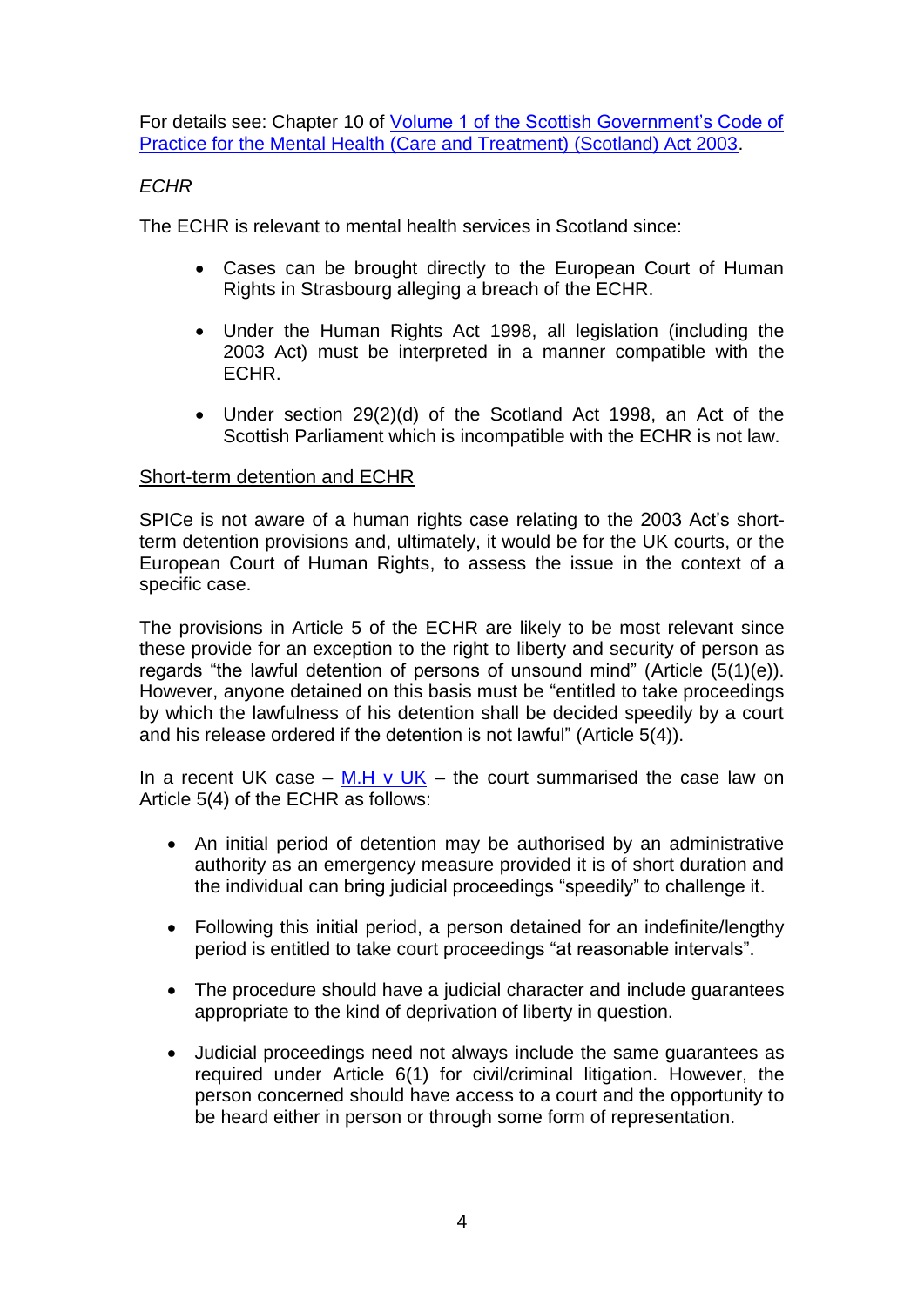For details see: Chapter 10 of [Volume 1 of the Scottish Government's Code of Practice for the Mental Health (Care and Treatment) (Scotland) Act 2003]().

*ECHR*

The ECHR is relevant to mental health services in Scotland since:

- Cases can be brought directly to the European Court of Human Rights in Strasbourg alleging a breach of the ECHR.
- Under the Human Rights Act 1998, all legislation (including the 2003 Act) must be interpreted in a manner compatible with the ECHR.
- Under section 29(2)(d) of the Scotland Act 1998, an Act of the Scottish Parliament which is incompatible with the ECHR is not law.

<u>Short-term detention and ECHR</u>

SPICe is not aware of a human rights case relating to the 2003 Act's short-term detention provisions and, ultimately, it would be for the UK courts, or the European Court of Human Rights, to assess the issue in the context of a specific case.

The provisions in Article 5 of the ECHR are likely to be most relevant since these provide for an exception to the right to liberty and security of person as regards "the lawful detention of persons of unsound mind" (Article (5(1)(e)). However, anyone detained on this basis must be "entitled to take proceedings by which the lawfulness of his detention shall be decided speedily by a court and his release ordered if the detention is not lawful" (Article 5(4)).

In a recent UK case – [M.H v UK]() – the court summarised the case law on Article 5(4) of the ECHR as follows:

- An initial period of detention may be authorised by an administrative authority as an emergency measure provided it is of short duration and the individual can bring judicial proceedings "speedily" to challenge it.
- Following this initial period, a person detained for an indefinite/lengthy period is entitled to take court proceedings "at reasonable intervals".
- The procedure should have a judicial character and include guarantees appropriate to the kind of deprivation of liberty in question.
- Judicial proceedings need not always include the same guarantees as required under Article 6(1) for civil/criminal litigation. However, the person concerned should have access to a court and the opportunity to be heard either in person or through some form of representation.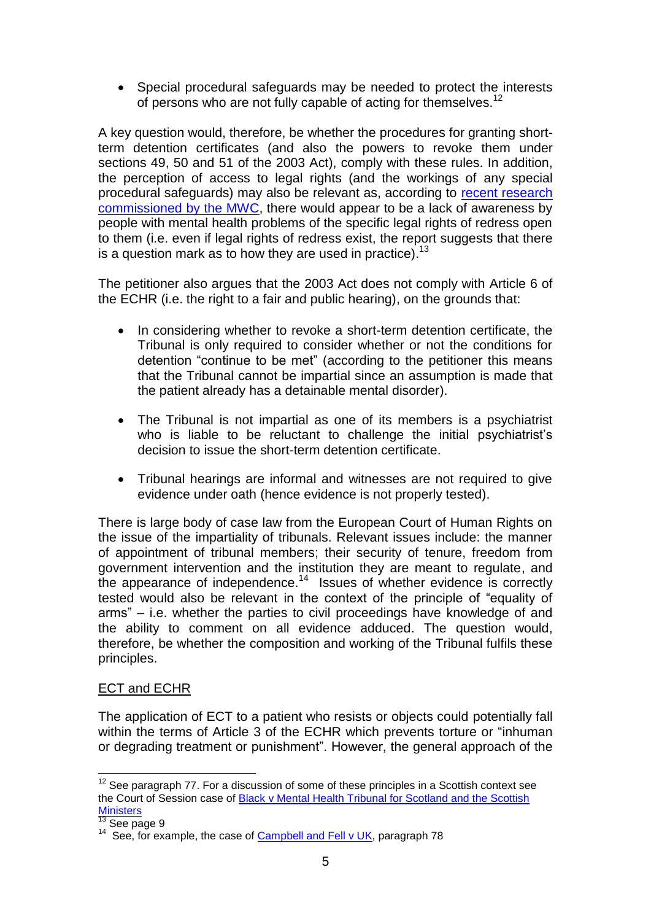- Special procedural safeguards may be needed to protect the interests of persons who are not fully capable of acting for themselves.[12]

A key question would, therefore, be whether the procedures for granting short-term detention certificates (and also the powers to revoke them under sections 49, 50 and 51 of the 2003 Act), comply with these rules. In addition, the perception of access to legal rights (and the workings of any special procedural safeguards) may also be relevant as, according to recent research commissioned by the MWC, there would appear to be a lack of awareness by people with mental health problems of the specific legal rights of redress open to them (i.e. even if legal rights of redress exist, the report suggests that there is a question mark as to how they are used in practice).[13]

The petitioner also argues that the 2003 Act does not comply with Article 6 of the ECHR (i.e. the right to a fair and public hearing), on the grounds that:

- In considering whether to revoke a short-term detention certificate, the Tribunal is only required to consider whether or not the conditions for detention "continue to be met" (according to the petitioner this means that the Tribunal cannot be impartial since an assumption is made that the patient already has a detainable mental disorder).
- The Tribunal is not impartial as one of its members is a psychiatrist who is liable to be reluctant to challenge the initial psychiatrist's decision to issue the short-term detention certificate.
- Tribunal hearings are informal and witnesses are not required to give evidence under oath (hence evidence is not properly tested).

There is large body of case law from the European Court of Human Rights on the issue of the impartiality of tribunals. Relevant issues include: the manner of appointment of tribunal members; their security of tenure, freedom from government intervention and the institution they are meant to regulate, and the appearance of independence.[14] Issues of whether evidence is correctly tested would also be relevant in the context of the principle of "equality of arms" – i.e. whether the parties to civil proceedings have knowledge of and the ability to comment on all evidence adduced. The question would, therefore, be whether the composition and working of the Tribunal fulfils these principles.

## ECT and ECHR

The application of ECT to a patient who resists or objects could potentially fall within the terms of Article 3 of the ECHR which prevents torture or "inhuman or degrading treatment or punishment". However, the general approach of the

---

[12] See paragraph 77. For a discussion of some of these principles in a Scottish context see the Court of Session case of Black v Mental Health Tribunal for Scotland and the Scottish Ministers

[13] See page 9

[14] See, for example, the case of Campbell and Fell v UK, paragraph 78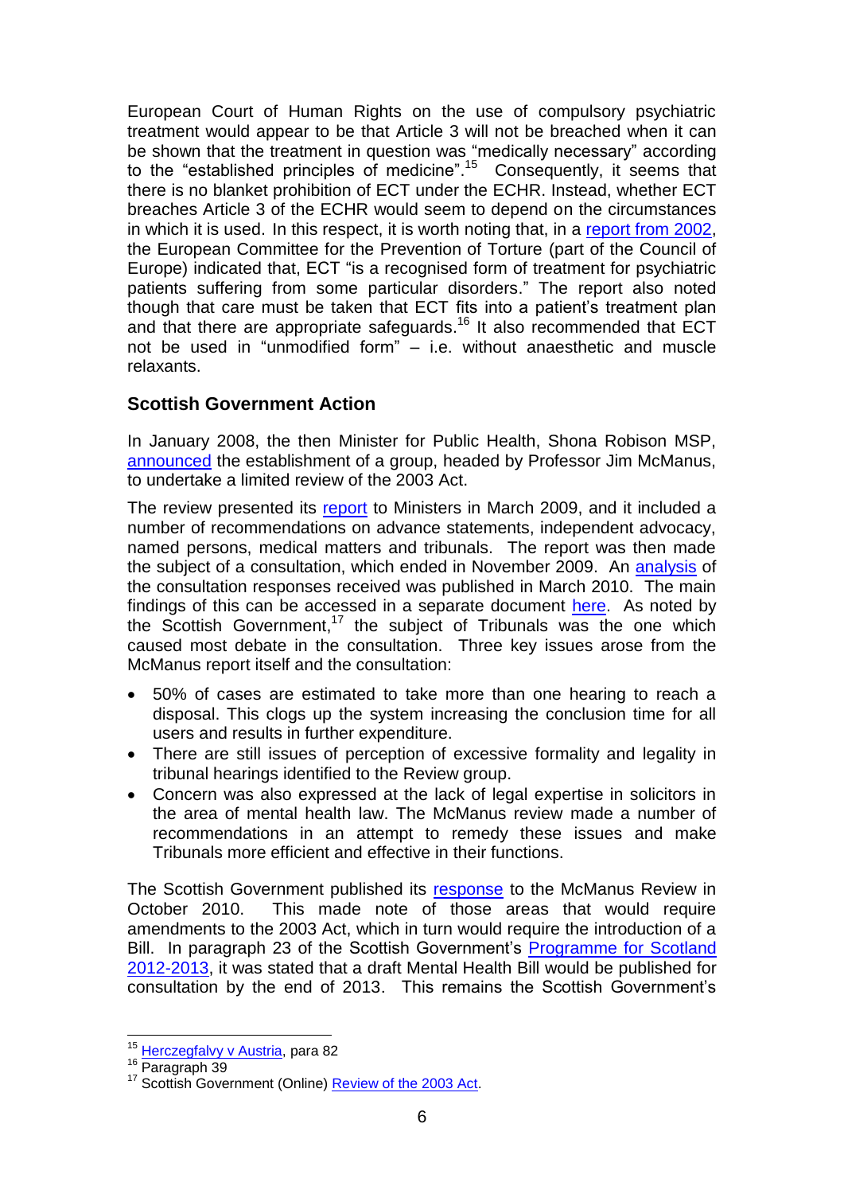European Court of Human Rights on the use of compulsory psychiatric treatment would appear to be that Article 3 will not be breached when it can be shown that the treatment in question was "medically necessary" according to the "established principles of medicine".[15] Consequently, it seems that there is no blanket prohibition of ECT under the ECHR. Instead, whether ECT breaches Article 3 of the ECHR would seem to depend on the circumstances in which it is used. In this respect, it is worth noting that, in a report from 2002, the European Committee for the Prevention of Torture (part of the Council of Europe) indicated that, ECT "is a recognised form of treatment for psychiatric patients suffering from some particular disorders." The report also noted though that care must be taken that ECT fits into a patient's treatment plan and that there are appropriate safeguards.[16] It also recommended that ECT not be used in "unmodified form" – i.e. without anaesthetic and muscle relaxants.

## Scottish Government Action

In January 2008, the then Minister for Public Health, Shona Robison MSP, announced the establishment of a group, headed by Professor Jim McManus, to undertake a limited review of the 2003 Act.

The review presented its report to Ministers in March 2009, and it included a number of recommendations on advance statements, independent advocacy, named persons, medical matters and tribunals. The report was then made the subject of a consultation, which ended in November 2009. An analysis of the consultation responses received was published in March 2010. The main findings of this can be accessed in a separate document here. As noted by the Scottish Government,[17] the subject of Tribunals was the one which caused most debate in the consultation. Three key issues arose from the McManus report itself and the consultation:

- 50% of cases are estimated to take more than one hearing to reach a disposal. This clogs up the system increasing the conclusion time for all users and results in further expenditure.
- There are still issues of perception of excessive formality and legality in tribunal hearings identified to the Review group.
- Concern was also expressed at the lack of legal expertise in solicitors in the area of mental health law. The McManus review made a number of recommendations in an attempt to remedy these issues and make Tribunals more efficient and effective in their functions.

The Scottish Government published its response to the McManus Review in October 2010. This made note of those areas that would require amendments to the 2003 Act, which in turn would require the introduction of a Bill. In paragraph 23 of the Scottish Government's Programme for Scotland 2012-2013, it was stated that a draft Mental Health Bill would be published for consultation by the end of 2013. This remains the Scottish Government's

---

[15] Herczegfalvy v Austria, para 82

[16] Paragraph 39

[17] Scottish Government (Online) Review of the 2003 Act.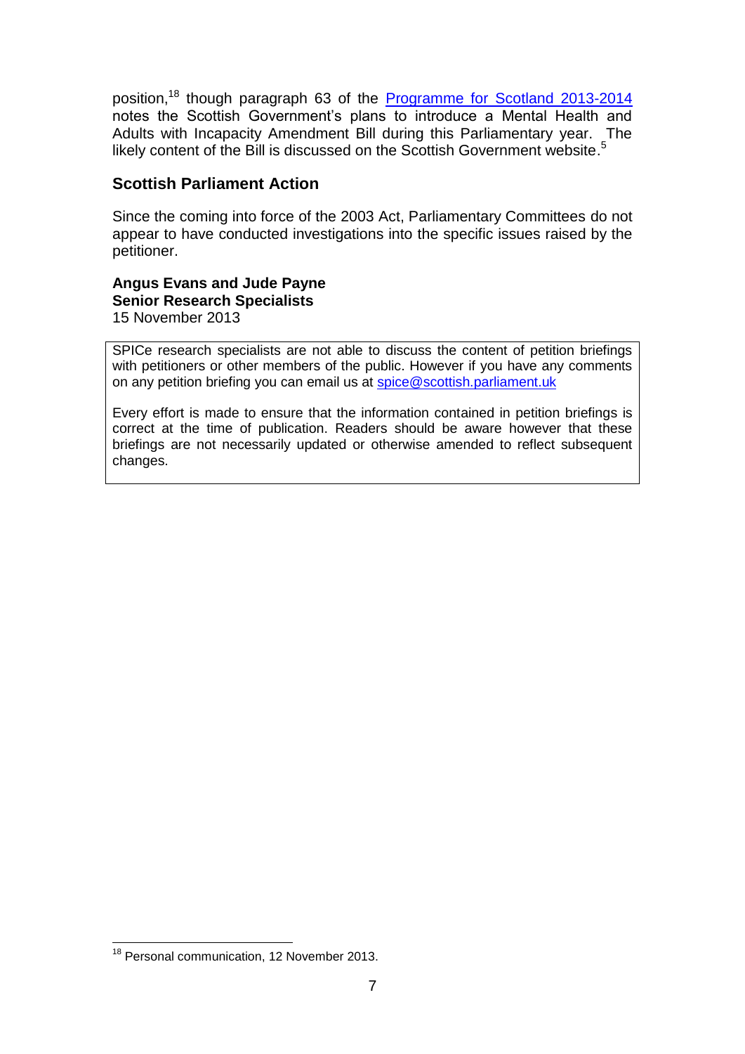position,[18] though paragraph 63 of the Programme for Scotland 2013-2014 notes the Scottish Government's plans to introduce a Mental Health and Adults with Incapacity Amendment Bill during this Parliamentary year. The likely content of the Bill is discussed on the Scottish Government website.[5]

## Scottish Parliament Action

Since the coming into force of the 2003 Act, Parliamentary Committees do not appear to have conducted investigations into the specific issues raised by the petitioner.

**Angus Evans and Jude Payne**
**Senior Research Specialists**
15 November 2013

SPICe research specialists are not able to discuss the content of petition briefings with petitioners or other members of the public. However if you have any comments on any petition briefing you can email us at spice@scottish.parliament.uk

Every effort is made to ensure that the information contained in petition briefings is correct at the time of publication. Readers should be aware however that these briefings are not necessarily updated or otherwise amended to reflect subsequent changes.

[18] Personal communication, 12 November 2013.